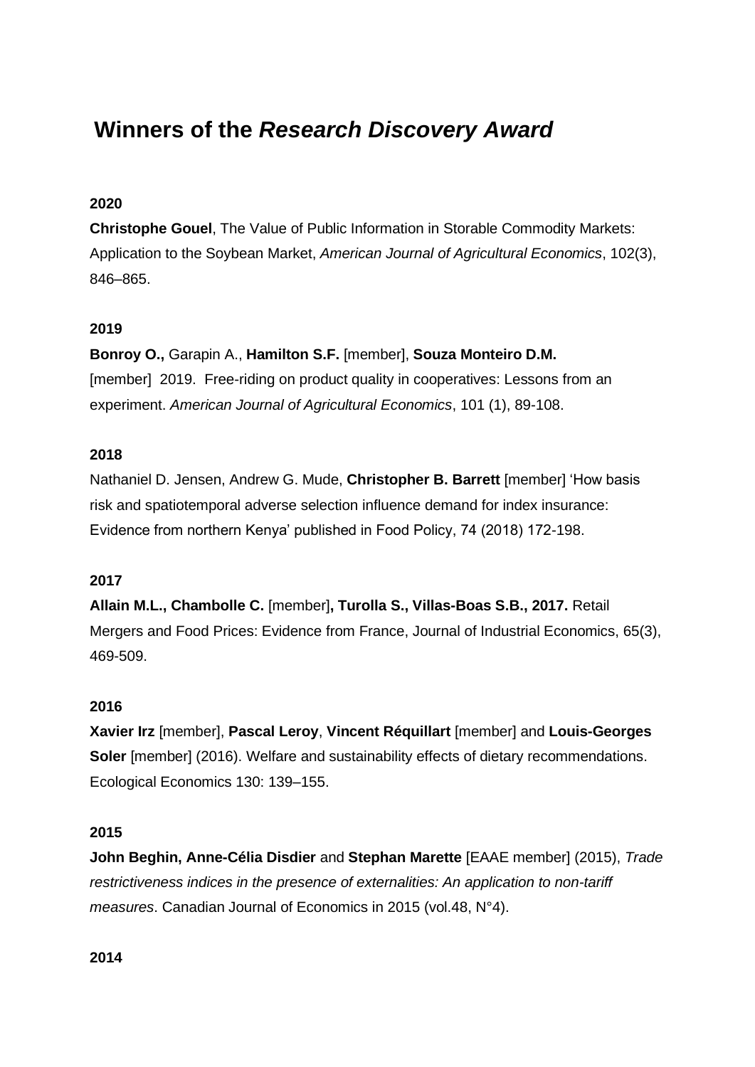# Winners of the *Research Discovery Award*

**2020**

**Christophe Gouel**, The Value of Public Information in Storable Commodity Markets: Application to the Soybean Market, *American Journal of Agricultural Economics*, 102(3), 846–865.

**2019**

**Bonroy O.,** Garapin A., **Hamilton S.F.** [member], **Souza Monteiro D.M.** [member] 2019. Free-riding on product quality in cooperatives: Lessons from an experiment. *American Journal of Agricultural Economics*, 101 (1), 89-108.

**2018**

Nathaniel D. Jensen, Andrew G. Mude, **Christopher B. Barrett** [member] 'How basis risk and spatiotemporal adverse selection influence demand for index insurance: Evidence from northern Kenya' published in Food Policy, 74 (2018) 172-198.

**2017**

**Allain M.L., Chambolle C.** [member]**, Turolla S., Villas-Boas S.B., 2017.** Retail Mergers and Food Prices: Evidence from France, Journal of Industrial Economics, 65(3), 469-509.

**2016**

**Xavier Irz** [member], **Pascal Leroy**, **Vincent Réquillart** [member] and **Louis-Georges Soler** [member] (2016). Welfare and sustainability effects of dietary recommendations. Ecological Economics 130: 139–155.

**2015**

**John Beghin, Anne-Célia Disdier** and **Stephan Marette** [EAAE member] (2015), *Trade restrictiveness indices in the presence of externalities: An application to non-tariff measures*. Canadian Journal of Economics in 2015 (vol.48, N°4).

**2014**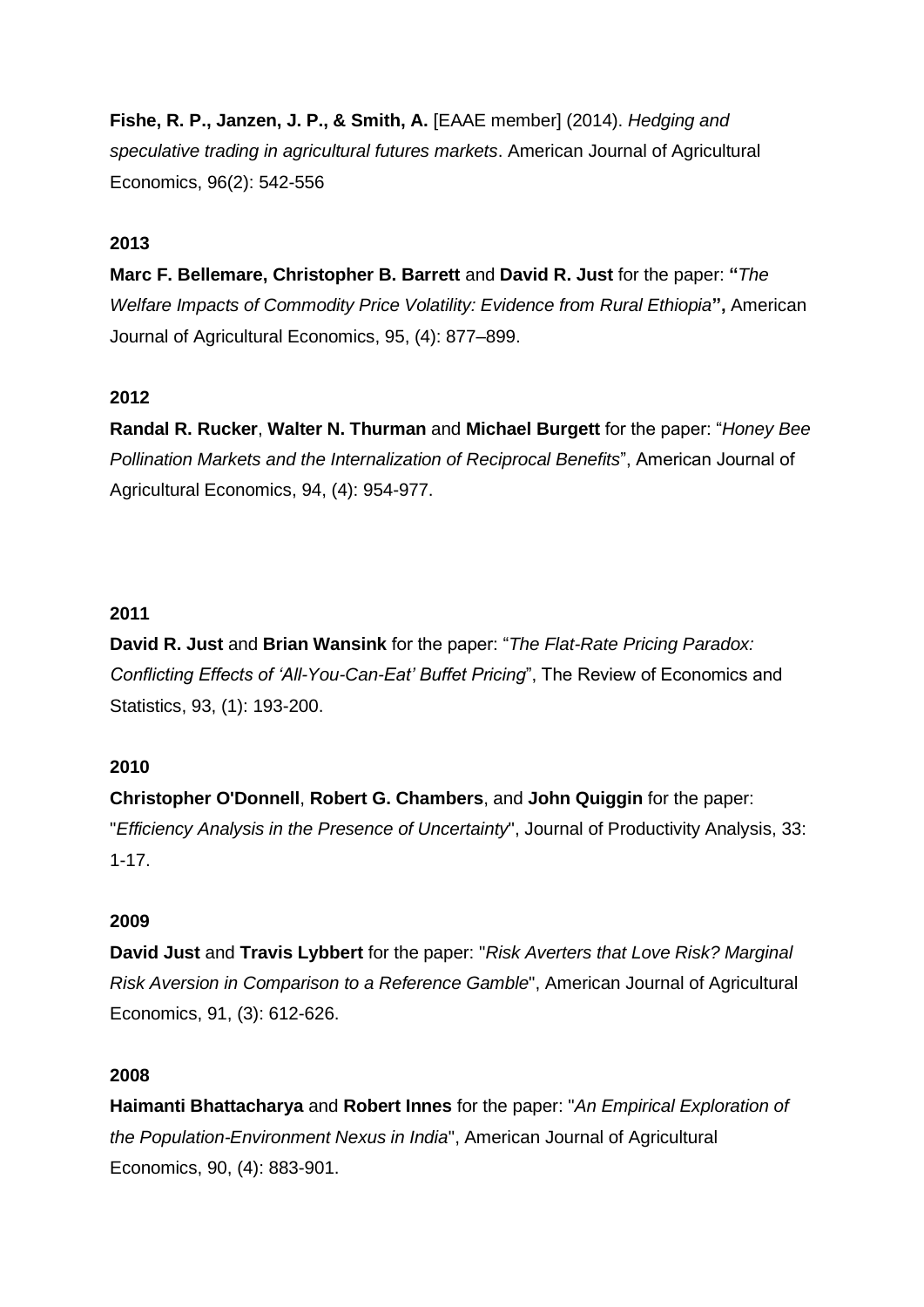**Fishe, R. P., Janzen, J. P., & Smith, A.** [EAAE member] (2014). *Hedging and speculative trading in agricultural futures markets*. American Journal of Agricultural Economics, 96(2): 542-556

**2013**

**Marc F. Bellemare, Christopher B. Barrett** and **David R. Just** for the paper: **"***The Welfare Impacts of Commodity Price Volatility: Evidence from Rural Ethiopia***",** American Journal of Agricultural Economics, 95, (4): 877–899.

**2012**

**Randal R. Rucker**, **Walter N. Thurman** and **Michael Burgett** for the paper: "*Honey Bee Pollination Markets and the Internalization of Reciprocal Benefits*", American Journal of Agricultural Economics, 94, (4): 954-977.

**2011**

**David R. Just** and **Brian Wansink** for the paper: "*The Flat-Rate Pricing Paradox: Conflicting Effects of 'All-You-Can-Eat' Buffet Pricing*", The Review of Economics and Statistics, 93, (1): 193-200.

**2010**

**Christopher O'Donnell**, **Robert G. Chambers**, and **John Quiggin** for the paper: "*Efficiency Analysis in the Presence of Uncertainty*", Journal of Productivity Analysis, 33: 1-17.

**2009**

**David Just** and **Travis Lybbert** for the paper: "*Risk Averters that Love Risk? Marginal Risk Aversion in Comparison to a Reference Gamble*", American Journal of Agricultural Economics, 91, (3): 612-626.

**2008**

**Haimanti Bhattacharya** and **Robert Innes** for the paper: "*An Empirical Exploration of the Population-Environment Nexus in India*", American Journal of Agricultural Economics, 90, (4): 883-901.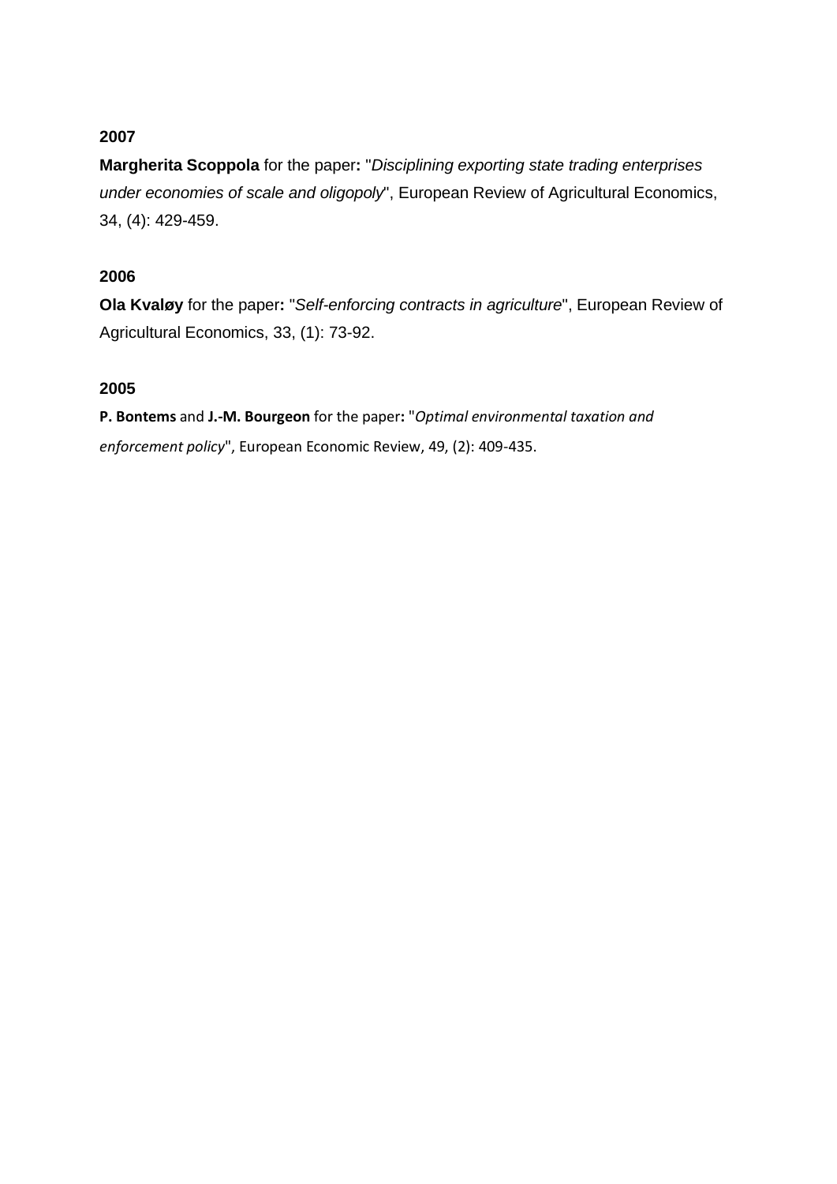**2007**

**Margherita Scoppola** for the paper**:** "*Disciplining exporting state trading enterprises under economies of scale and oligopoly*", European Review of Agricultural Economics, 34, (4): 429-459.

**2006**

**Ola Kvaløy** for the paper**:** "*Self-enforcing contracts in agriculture*", European Review of Agricultural Economics, 33, (1): 73-92.

**2005**

**P. Bontems** and **J.-M. Bourgeon** for the paper**:** "*Optimal environmental taxation and enforcement policy*", European Economic Review, 49, (2): 409-435.